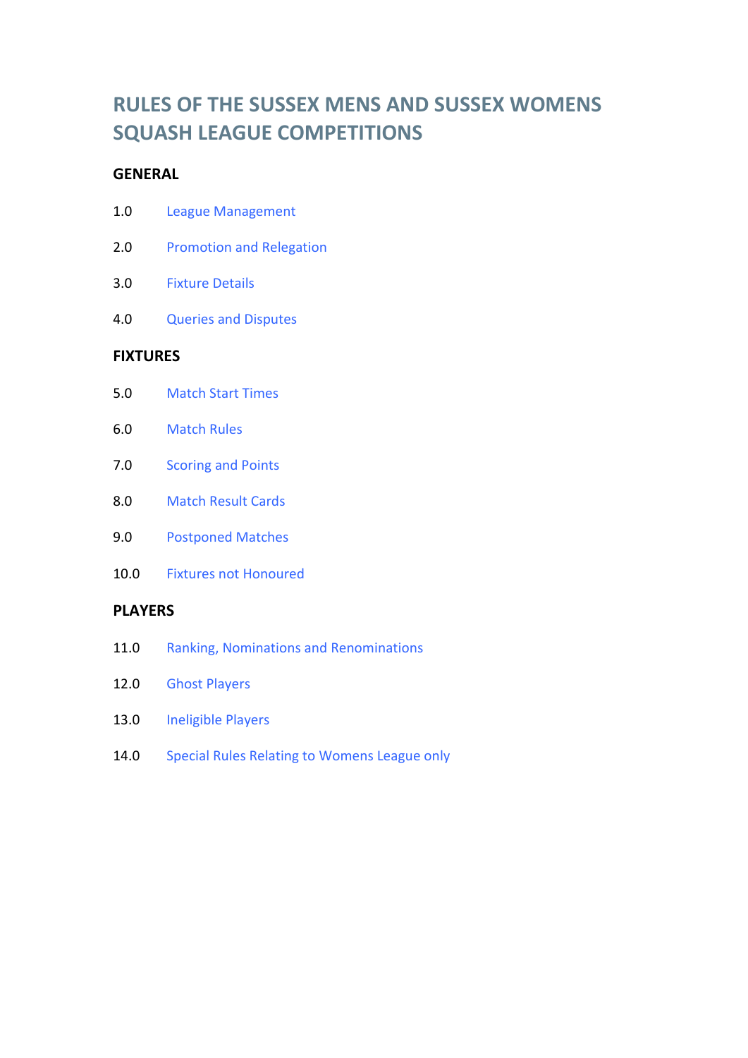# RULES OF THE SUSSEX MENS AND SUSSEX WOMENS SQUASH LEAGUE COMPETITIONS

## GENERAL

1.0 League Management

2.0 Promotion and Relegation

3.0 Fixture Details

4.0 Queries and Disputes

## FIXTURES

5.0 Match Start Times

6.0 Match Rules

7.0 Scoring and Points

8.0 Match Result Cards

9.0 Postponed Matches

10.0 Fixtures not Honoured

## PLAYERS

11.0 Ranking, Nominations and Renominations

12.0 Ghost Players

13.0 Ineligible Players

14.0 Special Rules Relating to Womens League only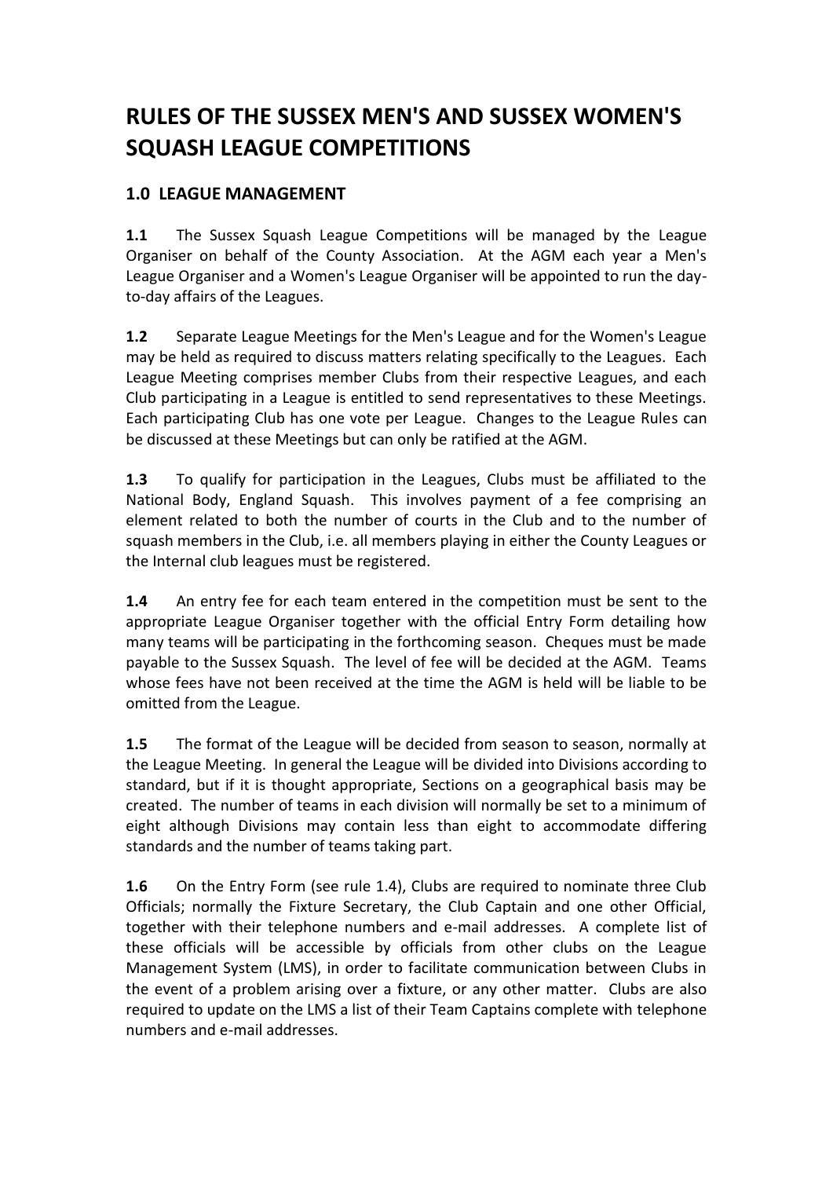# RULES OF THE SUSSEX MEN'S AND SUSSEX WOMEN'S SQUASH LEAGUE COMPETITIONS

## 1.0 LEAGUE MANAGEMENT

**1.1** The Sussex Squash League Competitions will be managed by the League Organiser on behalf of the County Association. At the AGM each year a Men's League Organiser and a Women's League Organiser will be appointed to run the day-to-day affairs of the Leagues.

**1.2** Separate League Meetings for the Men's League and for the Women's League may be held as required to discuss matters relating specifically to the Leagues. Each League Meeting comprises member Clubs from their respective Leagues, and each Club participating in a League is entitled to send representatives to these Meetings. Each participating Club has one vote per League. Changes to the League Rules can be discussed at these Meetings but can only be ratified at the AGM.

**1.3** To qualify for participation in the Leagues, Clubs must be affiliated to the National Body, England Squash. This involves payment of a fee comprising an element related to both the number of courts in the Club and to the number of squash members in the Club, i.e. all members playing in either the County Leagues or the Internal club leagues must be registered.

**1.4** An entry fee for each team entered in the competition must be sent to the appropriate League Organiser together with the official Entry Form detailing how many teams will be participating in the forthcoming season. Cheques must be made payable to the Sussex Squash. The level of fee will be decided at the AGM. Teams whose fees have not been received at the time the AGM is held will be liable to be omitted from the League.

**1.5** The format of the League will be decided from season to season, normally at the League Meeting. In general the League will be divided into Divisions according to standard, but if it is thought appropriate, Sections on a geographical basis may be created. The number of teams in each division will normally be set to a minimum of eight although Divisions may contain less than eight to accommodate differing standards and the number of teams taking part.

**1.6** On the Entry Form (see rule 1.4), Clubs are required to nominate three Club Officials; normally the Fixture Secretary, the Club Captain and one other Official, together with their telephone numbers and e-mail addresses. A complete list of these officials will be accessible by officials from other clubs on the League Management System (LMS), in order to facilitate communication between Clubs in the event of a problem arising over a fixture, or any other matter. Clubs are also required to update on the LMS a list of their Team Captains complete with telephone numbers and e-mail addresses.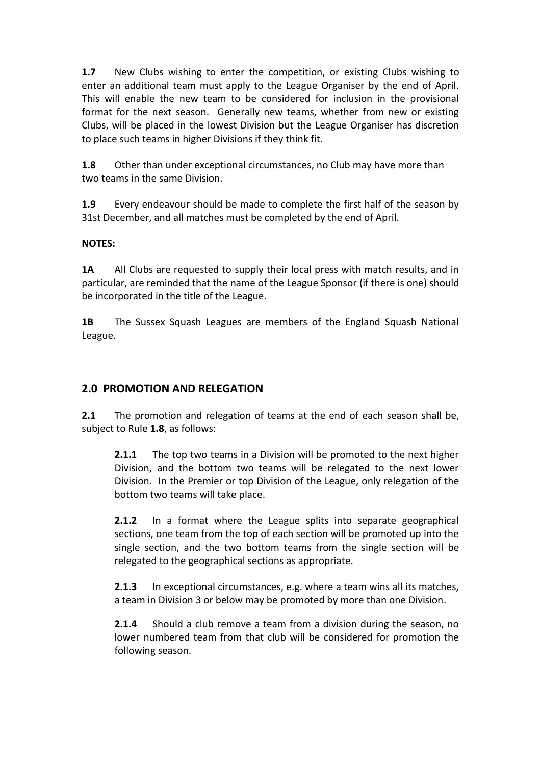**1.7** New Clubs wishing to enter the competition, or existing Clubs wishing to enter an additional team must apply to the League Organiser by the end of April. This will enable the new team to be considered for inclusion in the provisional format for the next season. Generally new teams, whether from new or existing Clubs, will be placed in the lowest Division but the League Organiser has discretion to place such teams in higher Divisions if they think fit.

**1.8** Other than under exceptional circumstances, no Club may have more than two teams in the same Division.

**1.9** Every endeavour should be made to complete the first half of the season by 31st December, and all matches must be completed by the end of April.

**NOTES:**

**1A** All Clubs are requested to supply their local press with match results, and in particular, are reminded that the name of the League Sponsor (if there is one) should be incorporated in the title of the League.

**1B** The Sussex Squash Leagues are members of the England Squash National League.

## 2.0 PROMOTION AND RELEGATION

**2.1** The promotion and relegation of teams at the end of each season shall be, subject to Rule **1.8**, as follows:

> **2.1.1** The top two teams in a Division will be promoted to the next higher Division, and the bottom two teams will be relegated to the next lower Division. In the Premier or top Division of the League, only relegation of the bottom two teams will take place.
>
> **2.1.2** In a format where the League splits into separate geographical sections, one team from the top of each section will be promoted up into the single section, and the two bottom teams from the single section will be relegated to the geographical sections as appropriate.
>
> **2.1.3** In exceptional circumstances, e.g. where a team wins all its matches, a team in Division 3 or below may be promoted by more than one Division.
>
> **2.1.4** Should a club remove a team from a division during the season, no lower numbered team from that club will be considered for promotion the following season.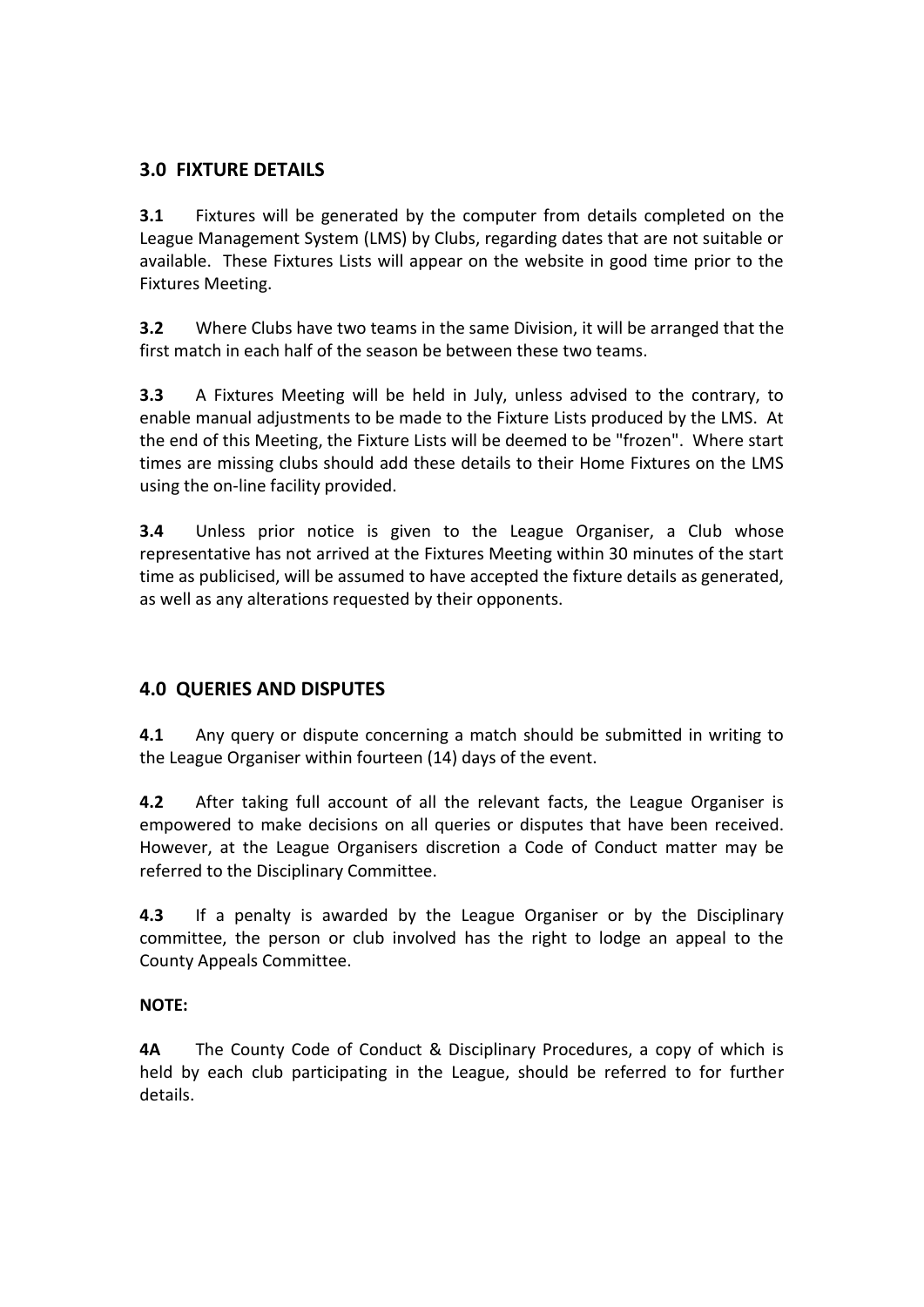## 3.0 FIXTURE DETAILS

**3.1** Fixtures will be generated by the computer from details completed on the League Management System (LMS) by Clubs, regarding dates that are not suitable or available. These Fixtures Lists will appear on the website in good time prior to the Fixtures Meeting.

**3.2** Where Clubs have two teams in the same Division, it will be arranged that the first match in each half of the season be between these two teams.

**3.3** A Fixtures Meeting will be held in July, unless advised to the contrary, to enable manual adjustments to be made to the Fixture Lists produced by the LMS. At the end of this Meeting, the Fixture Lists will be deemed to be "frozen". Where start times are missing clubs should add these details to their Home Fixtures on the LMS using the on-line facility provided.

**3.4** Unless prior notice is given to the League Organiser, a Club whose representative has not arrived at the Fixtures Meeting within 30 minutes of the start time as publicised, will be assumed to have accepted the fixture details as generated, as well as any alterations requested by their opponents.

## 4.0 QUERIES AND DISPUTES

**4.1** Any query or dispute concerning a match should be submitted in writing to the League Organiser within fourteen (14) days of the event.

**4.2** After taking full account of all the relevant facts, the League Organiser is empowered to make decisions on all queries or disputes that have been received. However, at the League Organisers discretion a Code of Conduct matter may be referred to the Disciplinary Committee.

**4.3** If a penalty is awarded by the League Organiser or by the Disciplinary committee, the person or club involved has the right to lodge an appeal to the County Appeals Committee.

**NOTE:**

**4A** The County Code of Conduct & Disciplinary Procedures, a copy of which is held by each club participating in the League, should be referred to for further details.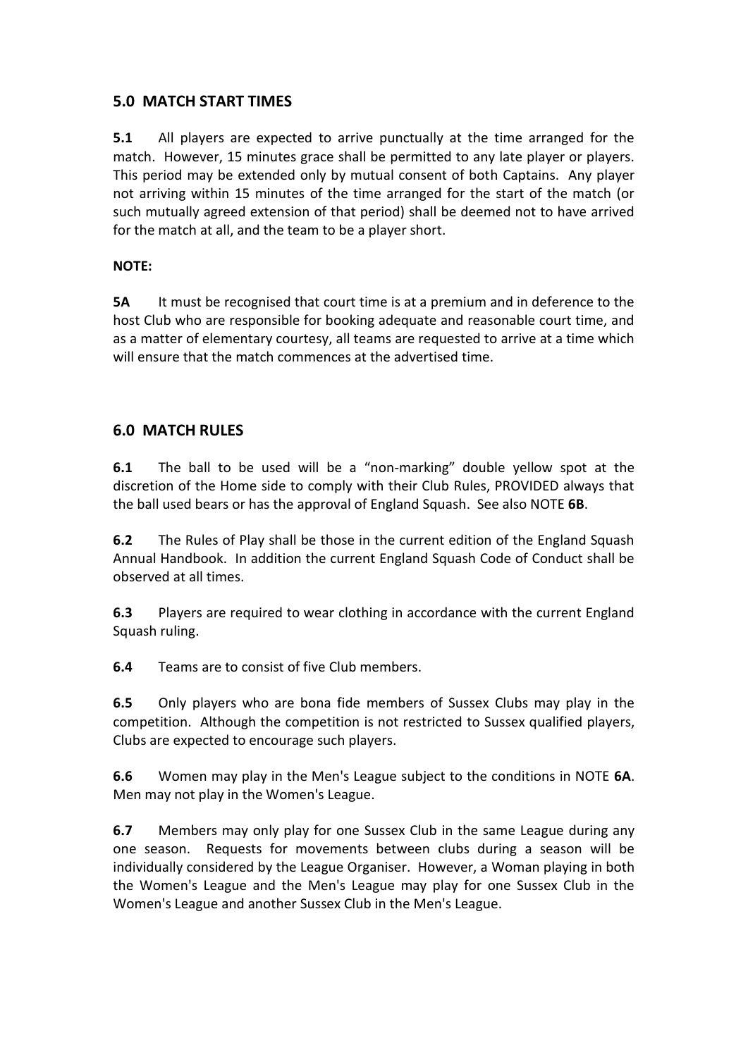## 5.0 MATCH START TIMES

**5.1** All players are expected to arrive punctually at the time arranged for the match. However, 15 minutes grace shall be permitted to any late player or players. This period may be extended only by mutual consent of both Captains. Any player not arriving within 15 minutes of the time arranged for the start of the match (or such mutually agreed extension of that period) shall be deemed not to have arrived for the match at all, and the team to be a player short.

**NOTE:**

**5A** It must be recognised that court time is at a premium and in deference to the host Club who are responsible for booking adequate and reasonable court time, and as a matter of elementary courtesy, all teams are requested to arrive at a time which will ensure that the match commences at the advertised time.

## 6.0 MATCH RULES

**6.1** The ball to be used will be a "non-marking" double yellow spot at the discretion of the Home side to comply with their Club Rules, PROVIDED always that the ball used bears or has the approval of England Squash. See also NOTE **6B**.

**6.2** The Rules of Play shall be those in the current edition of the England Squash Annual Handbook. In addition the current England Squash Code of Conduct shall be observed at all times.

**6.3** Players are required to wear clothing in accordance with the current England Squash ruling.

**6.4** Teams are to consist of five Club members.

**6.5** Only players who are bona fide members of Sussex Clubs may play in the competition. Although the competition is not restricted to Sussex qualified players, Clubs are expected to encourage such players.

**6.6** Women may play in the Men's League subject to the conditions in NOTE **6A**. Men may not play in the Women's League.

**6.7** Members may only play for one Sussex Club in the same League during any one season. Requests for movements between clubs during a season will be individually considered by the League Organiser. However, a Woman playing in both the Women's League and the Men's League may play for one Sussex Club in the Women's League and another Sussex Club in the Men's League.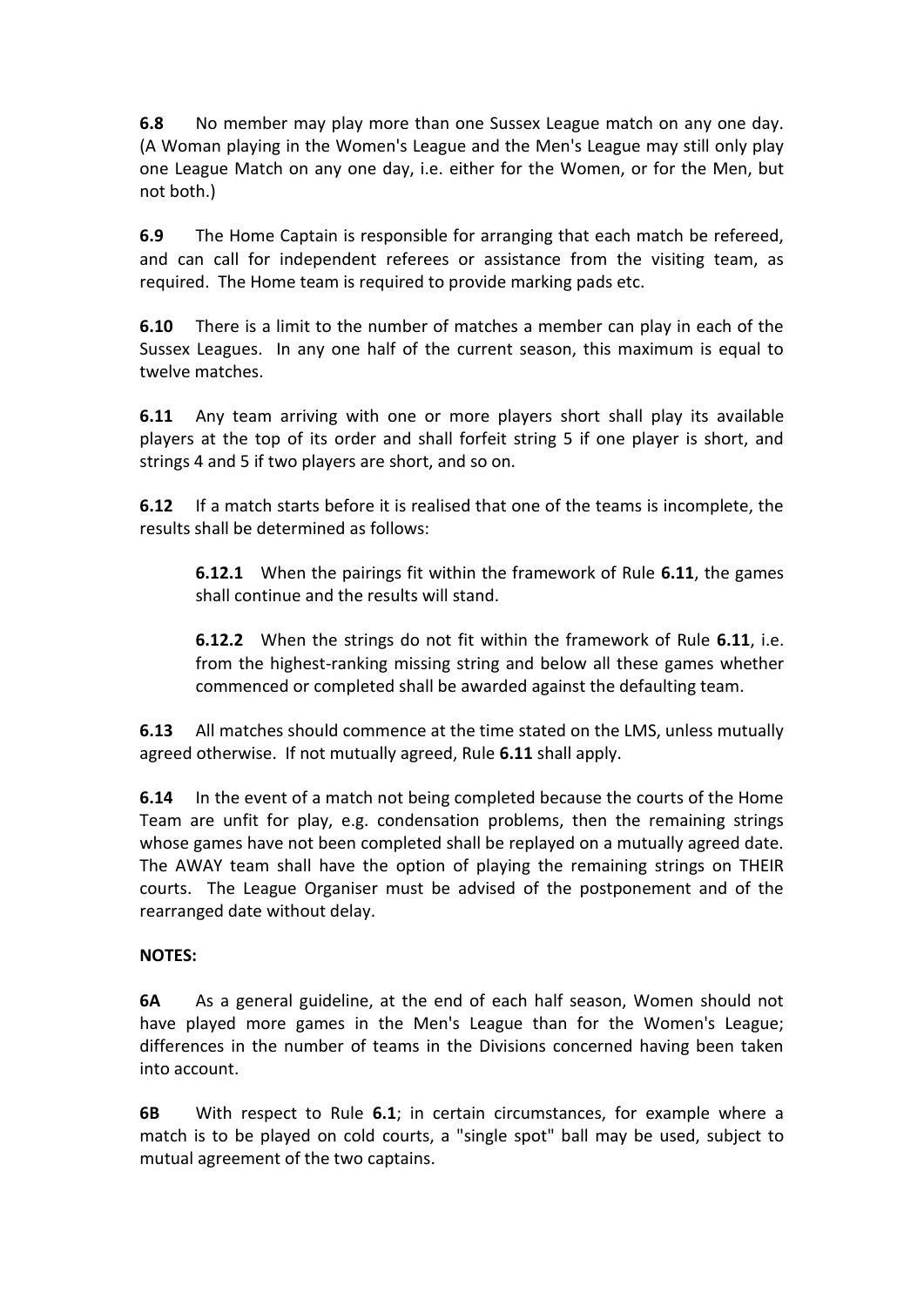**6.8** No member may play more than one Sussex League match on any one day. (A Woman playing in the Women's League and the Men's League may still only play one League Match on any one day, i.e. either for the Women, or for the Men, but not both.)

**6.9** The Home Captain is responsible for arranging that each match be refereed, and can call for independent referees or assistance from the visiting team, as required. The Home team is required to provide marking pads etc.

**6.10** There is a limit to the number of matches a member can play in each of the Sussex Leagues. In any one half of the current season, this maximum is equal to twelve matches.

**6.11** Any team arriving with one or more players short shall play its available players at the top of its order and shall forfeit string 5 if one player is short, and strings 4 and 5 if two players are short, and so on.

**6.12** If a match starts before it is realised that one of the teams is incomplete, the results shall be determined as follows:

> **6.12.1** When the pairings fit within the framework of Rule **6.11**, the games shall continue and the results will stand.
>
> **6.12.2** When the strings do not fit within the framework of Rule **6.11**, i.e. from the highest-ranking missing string and below all these games whether commenced or completed shall be awarded against the defaulting team.

**6.13** All matches should commence at the time stated on the LMS, unless mutually agreed otherwise. If not mutually agreed, Rule **6.11** shall apply.

**6.14** In the event of a match not being completed because the courts of the Home Team are unfit for play, e.g. condensation problems, then the remaining strings whose games have not been completed shall be replayed on a mutually agreed date. The AWAY team shall have the option of playing the remaining strings on THEIR courts. The League Organiser must be advised of the postponement and of the rearranged date without delay.

**NOTES:**

**6A** As a general guideline, at the end of each half season, Women should not have played more games in the Men's League than for the Women's League; differences in the number of teams in the Divisions concerned having been taken into account.

**6B** With respect to Rule **6.1**; in certain circumstances, for example where a match is to be played on cold courts, a "single spot" ball may be used, subject to mutual agreement of the two captains.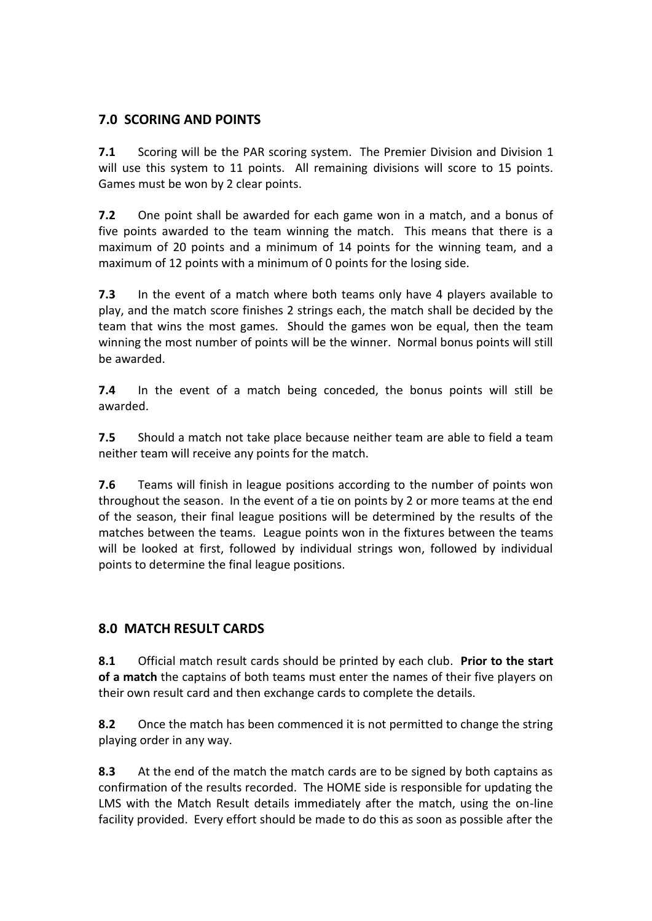## 7.0 SCORING AND POINTS

**7.1** Scoring will be the PAR scoring system. The Premier Division and Division 1 will use this system to 11 points. All remaining divisions will score to 15 points. Games must be won by 2 clear points.

**7.2** One point shall be awarded for each game won in a match, and a bonus of five points awarded to the team winning the match. This means that there is a maximum of 20 points and a minimum of 14 points for the winning team, and a maximum of 12 points with a minimum of 0 points for the losing side.

**7.3** In the event of a match where both teams only have 4 players available to play, and the match score finishes 2 strings each, the match shall be decided by the team that wins the most games. Should the games won be equal, then the team winning the most number of points will be the winner. Normal bonus points will still be awarded.

**7.4** In the event of a match being conceded, the bonus points will still be awarded.

**7.5** Should a match not take place because neither team are able to field a team neither team will receive any points for the match.

**7.6** Teams will finish in league positions according to the number of points won throughout the season. In the event of a tie on points by 2 or more teams at the end of the season, their final league positions will be determined by the results of the matches between the teams. League points won in the fixtures between the teams will be looked at first, followed by individual strings won, followed by individual points to determine the final league positions.

## 8.0 MATCH RESULT CARDS

**8.1** Official match result cards should be printed by each club. **Prior to the start of a match** the captains of both teams must enter the names of their five players on their own result card and then exchange cards to complete the details.

**8.2** Once the match has been commenced it is not permitted to change the string playing order in any way.

**8.3** At the end of the match the match cards are to be signed by both captains as confirmation of the results recorded. The HOME side is responsible for updating the LMS with the Match Result details immediately after the match, using the on-line facility provided. Every effort should be made to do this as soon as possible after the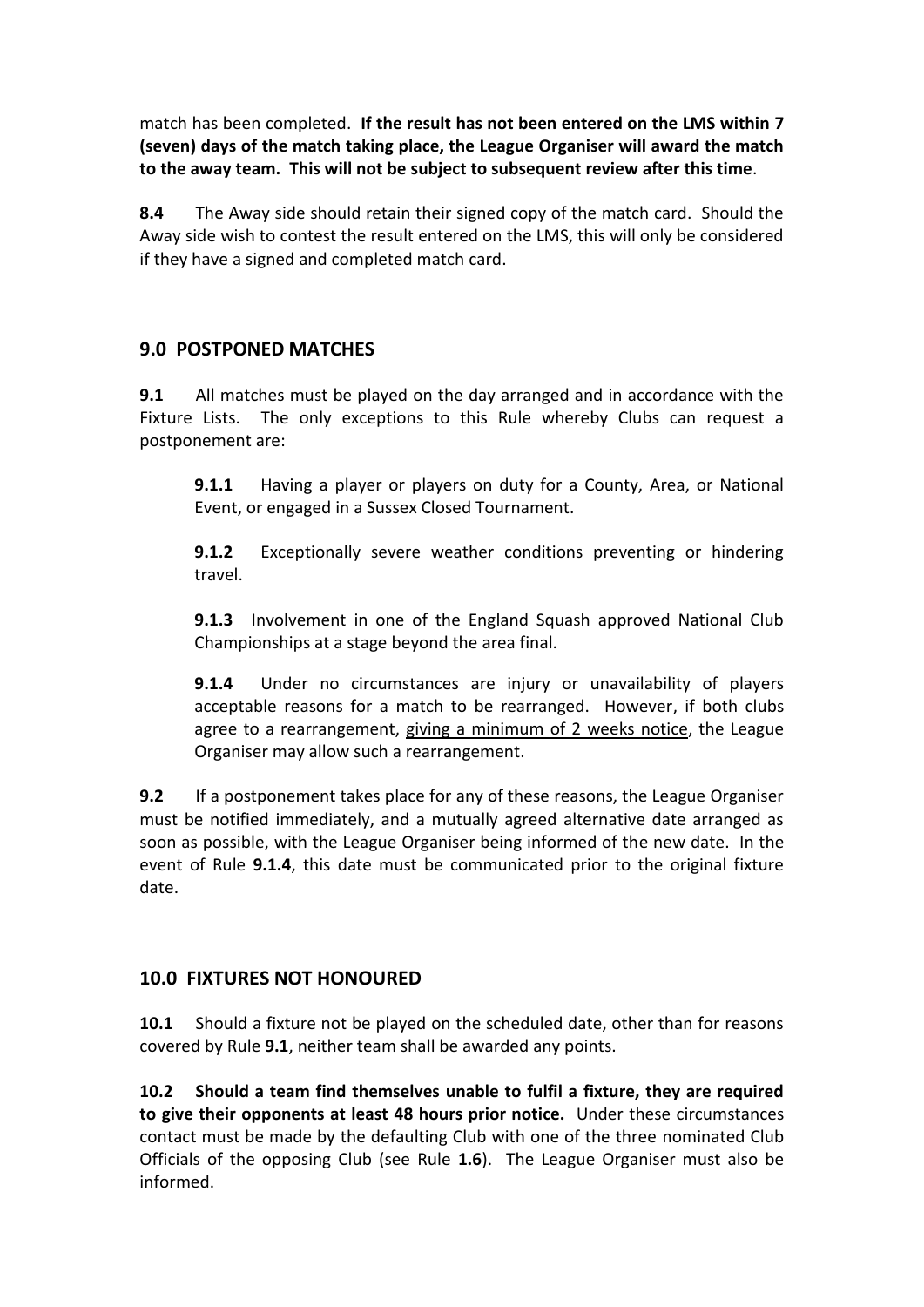match has been completed. **If the result has not been entered on the LMS within 7 (seven) days of the match taking place, the League Organiser will award the match to the away team. This will not be subject to subsequent review after this time**.

**8.4** The Away side should retain their signed copy of the match card. Should the Away side wish to contest the result entered on the LMS, this will only be considered if they have a signed and completed match card.

## 9.0 POSTPONED MATCHES

**9.1** All matches must be played on the day arranged and in accordance with the Fixture Lists. The only exceptions to this Rule whereby Clubs can request a postponement are:

> **9.1.1** Having a player or players on duty for a County, Area, or National Event, or engaged in a Sussex Closed Tournament.
>
> **9.1.2** Exceptionally severe weather conditions preventing or hindering travel.
>
> **9.1.3** Involvement in one of the England Squash approved National Club Championships at a stage beyond the area final.
>
> **9.1.4** Under no circumstances are injury or unavailability of players acceptable reasons for a match to be rearranged. However, if both clubs agree to a rearrangement, <u>giving a minimum of 2 weeks notice</u>, the League Organiser may allow such a rearrangement.

**9.2** If a postponement takes place for any of these reasons, the League Organiser must be notified immediately, and a mutually agreed alternative date arranged as soon as possible, with the League Organiser being informed of the new date. In the event of Rule **9.1.4**, this date must be communicated prior to the original fixture date.

## 10.0 FIXTURES NOT HONOURED

**10.1** Should a fixture not be played on the scheduled date, other than for reasons covered by Rule **9.1**, neither team shall be awarded any points.

**10.2 Should a team find themselves unable to fulfil a fixture, they are required to give their opponents at least 48 hours prior notice.** Under these circumstances contact must be made by the defaulting Club with one of the three nominated Club Officials of the opposing Club (see Rule **1.6**). The League Organiser must also be informed.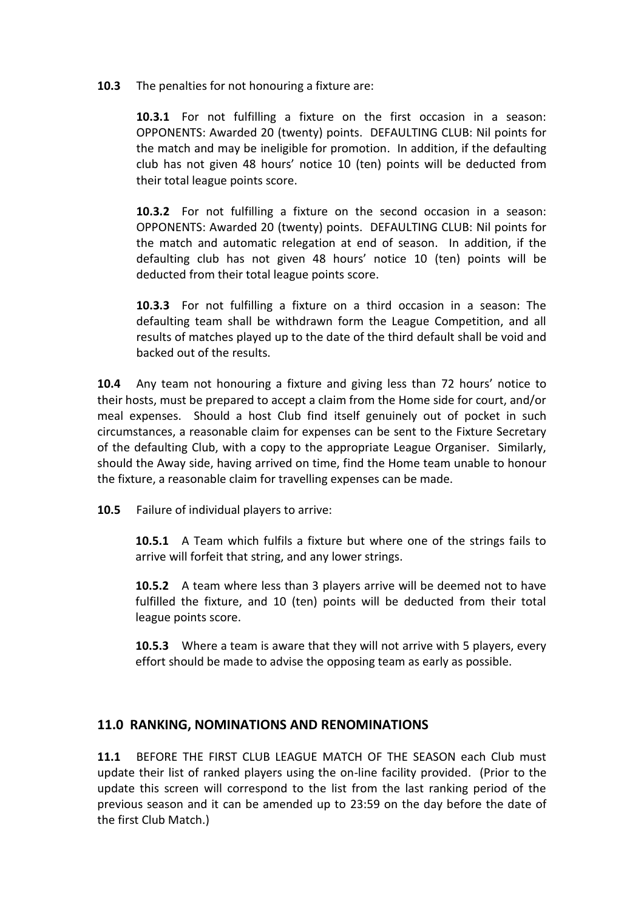**10.3** The penalties for not honouring a fixture are:

> **10.3.1** For not fulfilling a fixture on the first occasion in a season: OPPONENTS: Awarded 20 (twenty) points. DEFAULTING CLUB: Nil points for the match and may be ineligible for promotion. In addition, if the defaulting club has not given 48 hours' notice 10 (ten) points will be deducted from their total league points score.
>
> **10.3.2** For not fulfilling a fixture on the second occasion in a season: OPPONENTS: Awarded 20 (twenty) points. DEFAULTING CLUB: Nil points for the match and automatic relegation at end of season. In addition, if the defaulting club has not given 48 hours' notice 10 (ten) points will be deducted from their total league points score.
>
> **10.3.3** For not fulfilling a fixture on a third occasion in a season: The defaulting team shall be withdrawn form the League Competition, and all results of matches played up to the date of the third default shall be void and backed out of the results.

**10.4** Any team not honouring a fixture and giving less than 72 hours' notice to their hosts, must be prepared to accept a claim from the Home side for court, and/or meal expenses. Should a host Club find itself genuinely out of pocket in such circumstances, a reasonable claim for expenses can be sent to the Fixture Secretary of the defaulting Club, with a copy to the appropriate League Organiser. Similarly, should the Away side, having arrived on time, find the Home team unable to honour the fixture, a reasonable claim for travelling expenses can be made.

**10.5** Failure of individual players to arrive:

> **10.5.1** A Team which fulfils a fixture but where one of the strings fails to arrive will forfeit that string, and any lower strings.
>
> **10.5.2** A team where less than 3 players arrive will be deemed not to have fulfilled the fixture, and 10 (ten) points will be deducted from their total league points score.
>
> **10.5.3** Where a team is aware that they will not arrive with 5 players, every effort should be made to advise the opposing team as early as possible.

## 11.0 RANKING, NOMINATIONS AND RENOMINATIONS

**11.1** BEFORE THE FIRST CLUB LEAGUE MATCH OF THE SEASON each Club must update their list of ranked players using the on-line facility provided. (Prior to the update this screen will correspond to the list from the last ranking period of the previous season and it can be amended up to 23:59 on the day before the date of the first Club Match.)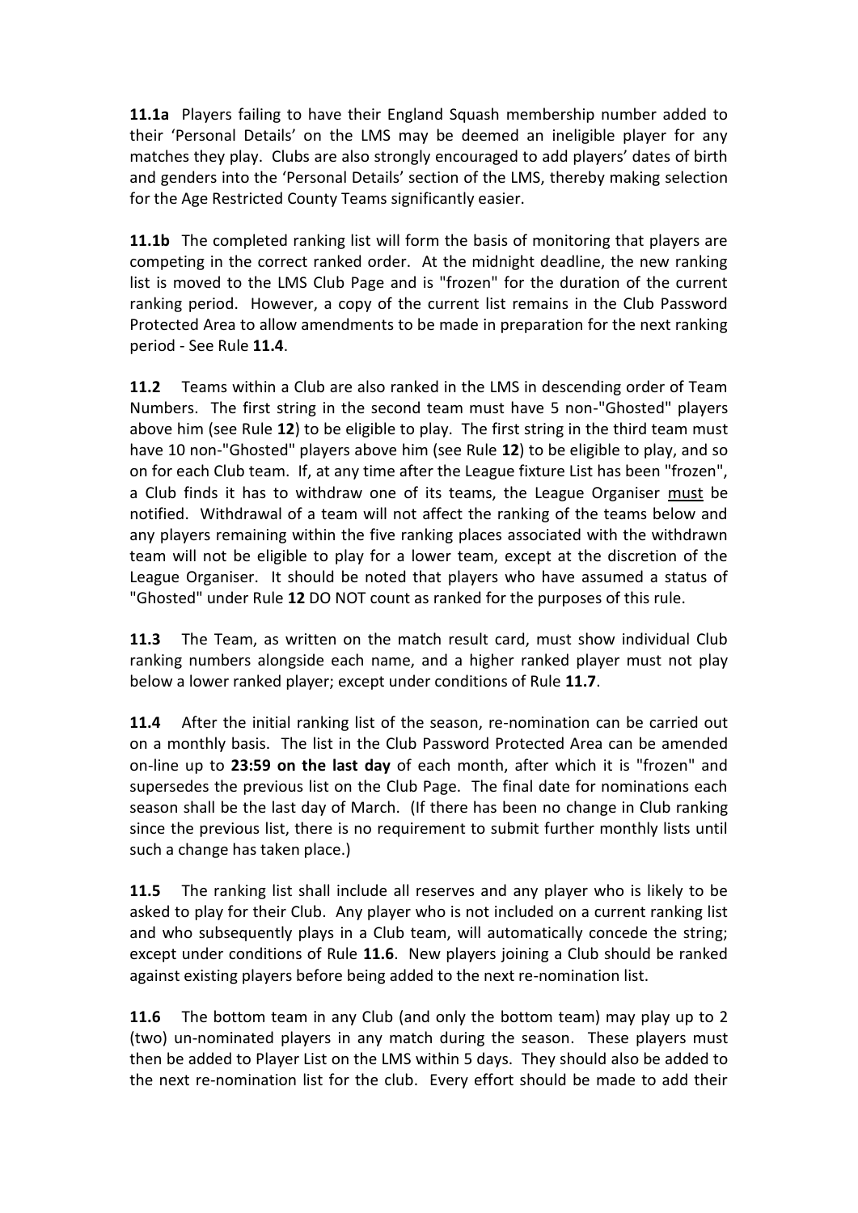**11.1a** Players failing to have their England Squash membership number added to their 'Personal Details' on the LMS may be deemed an ineligible player for any matches they play. Clubs are also strongly encouraged to add players' dates of birth and genders into the 'Personal Details' section of the LMS, thereby making selection for the Age Restricted County Teams significantly easier.

**11.1b** The completed ranking list will form the basis of monitoring that players are competing in the correct ranked order. At the midnight deadline, the new ranking list is moved to the LMS Club Page and is "frozen" for the duration of the current ranking period. However, a copy of the current list remains in the Club Password Protected Area to allow amendments to be made in preparation for the next ranking period - See Rule **11.4**.

**11.2** Teams within a Club are also ranked in the LMS in descending order of Team Numbers. The first string in the second team must have 5 non-"Ghosted" players above him (see Rule **12**) to be eligible to play. The first string in the third team must have 10 non-"Ghosted" players above him (see Rule **12**) to be eligible to play, and so on for each Club team. If, at any time after the League fixture List has been "frozen", a Club finds it has to withdraw one of its teams, the League Organiser must be notified. Withdrawal of a team will not affect the ranking of the teams below and any players remaining within the five ranking places associated with the withdrawn team will not be eligible to play for a lower team, except at the discretion of the League Organiser. It should be noted that players who have assumed a status of "Ghosted" under Rule **12** DO NOT count as ranked for the purposes of this rule.

**11.3** The Team, as written on the match result card, must show individual Club ranking numbers alongside each name, and a higher ranked player must not play below a lower ranked player; except under conditions of Rule **11.7**.

**11.4** After the initial ranking list of the season, re-nomination can be carried out on a monthly basis. The list in the Club Password Protected Area can be amended on-line up to **23:59 on the last day** of each month, after which it is "frozen" and supersedes the previous list on the Club Page. The final date for nominations each season shall be the last day of March. (If there has been no change in Club ranking since the previous list, there is no requirement to submit further monthly lists until such a change has taken place.)

**11.5** The ranking list shall include all reserves and any player who is likely to be asked to play for their Club. Any player who is not included on a current ranking list and who subsequently plays in a Club team, will automatically concede the string; except under conditions of Rule **11.6**. New players joining a Club should be ranked against existing players before being added to the next re-nomination list.

**11.6** The bottom team in any Club (and only the bottom team) may play up to 2 (two) un-nominated players in any match during the season. These players must then be added to Player List on the LMS within 5 days. They should also be added to the next re-nomination list for the club. Every effort should be made to add their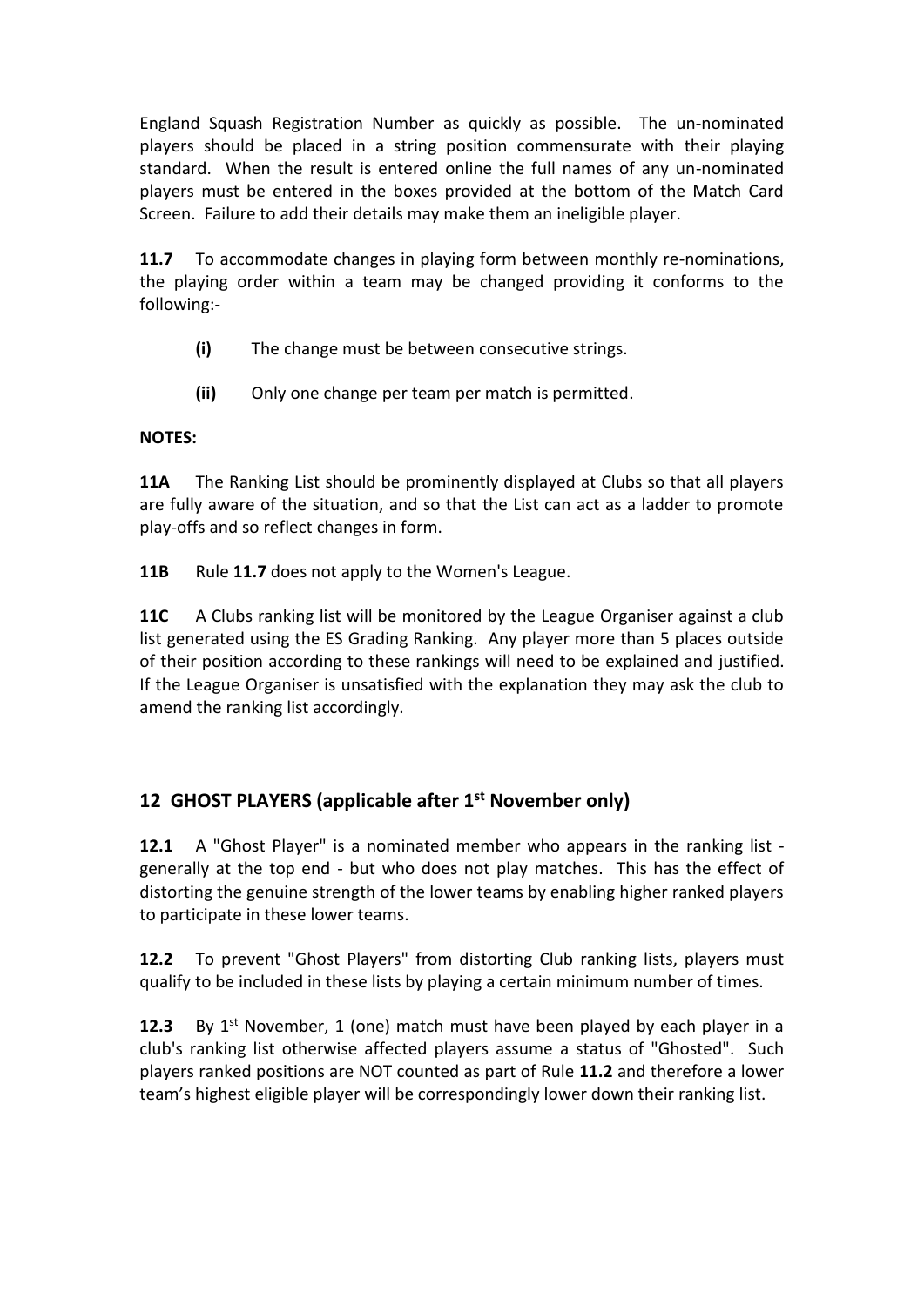England Squash Registration Number as quickly as possible. The un-nominated players should be placed in a string position commensurate with their playing standard. When the result is entered online the full names of any un-nominated players must be entered in the boxes provided at the bottom of the Match Card Screen. Failure to add their details may make them an ineligible player.

**11.7** To accommodate changes in playing form between monthly re-nominations, the playing order within a team may be changed providing it conforms to the following:-

- **(i)** The change must be between consecutive strings.
- **(ii)** Only one change per team per match is permitted.

**NOTES:**

**11A** The Ranking List should be prominently displayed at Clubs so that all players are fully aware of the situation, and so that the List can act as a ladder to promote play-offs and so reflect changes in form.

**11B** Rule **11.7** does not apply to the Women's League.

**11C** A Clubs ranking list will be monitored by the League Organiser against a club list generated using the ES Grading Ranking. Any player more than 5 places outside of their position according to these rankings will need to be explained and justified. If the League Organiser is unsatisfied with the explanation they may ask the club to amend the ranking list accordingly.

## 12 GHOST PLAYERS (applicable after 1st November only)

**12.1** A "Ghost Player" is a nominated member who appears in the ranking list - generally at the top end - but who does not play matches. This has the effect of distorting the genuine strength of the lower teams by enabling higher ranked players to participate in these lower teams.

**12.2** To prevent "Ghost Players" from distorting Club ranking lists, players must qualify to be included in these lists by playing a certain minimum number of times.

**12.3** By 1st November, 1 (one) match must have been played by each player in a club's ranking list otherwise affected players assume a status of "Ghosted". Such players ranked positions are NOT counted as part of Rule **11.2** and therefore a lower team's highest eligible player will be correspondingly lower down their ranking list.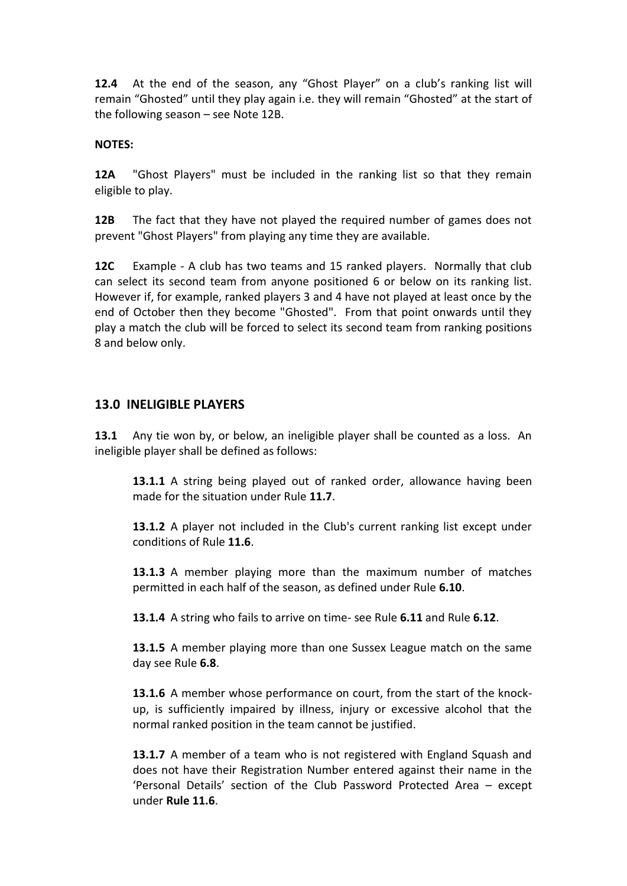**12.4** At the end of the season, any "Ghost Player" on a club's ranking list will remain "Ghosted" until they play again i.e. they will remain "Ghosted" at the start of the following season – see Note 12B.

**NOTES:**

**12A** "Ghost Players" must be included in the ranking list so that they remain eligible to play.

**12B** The fact that they have not played the required number of games does not prevent "Ghost Players" from playing any time they are available.

**12C** Example - A club has two teams and 15 ranked players. Normally that club can select its second team from anyone positioned 6 or below on its ranking list. However if, for example, ranked players 3 and 4 have not played at least once by the end of October then they become "Ghosted". From that point onwards until they play a match the club will be forced to select its second team from ranking positions 8 and below only.

## 13.0 INELIGIBLE PLAYERS

**13.1** Any tie won by, or below, an ineligible player shall be counted as a loss. An ineligible player shall be defined as follows:

> **13.1.1** A string being played out of ranked order, allowance having been made for the situation under Rule **11.7**.
>
> **13.1.2** A player not included in the Club's current ranking list except under conditions of Rule **11.6**.
>
> **13.1.3** A member playing more than the maximum number of matches permitted in each half of the season, as defined under Rule **6.10**.
>
> **13.1.4** A string who fails to arrive on time- see Rule **6.11** and Rule **6.12**.
>
> **13.1.5** A member playing more than one Sussex League match on the same day see Rule **6.8**.
>
> **13.1.6** A member whose performance on court, from the start of the knock-up, is sufficiently impaired by illness, injury or excessive alcohol that the normal ranked position in the team cannot be justified.
>
> **13.1.7** A member of a team who is not registered with England Squash and does not have their Registration Number entered against their name in the 'Personal Details' section of the Club Password Protected Area – except under **Rule 11.6**.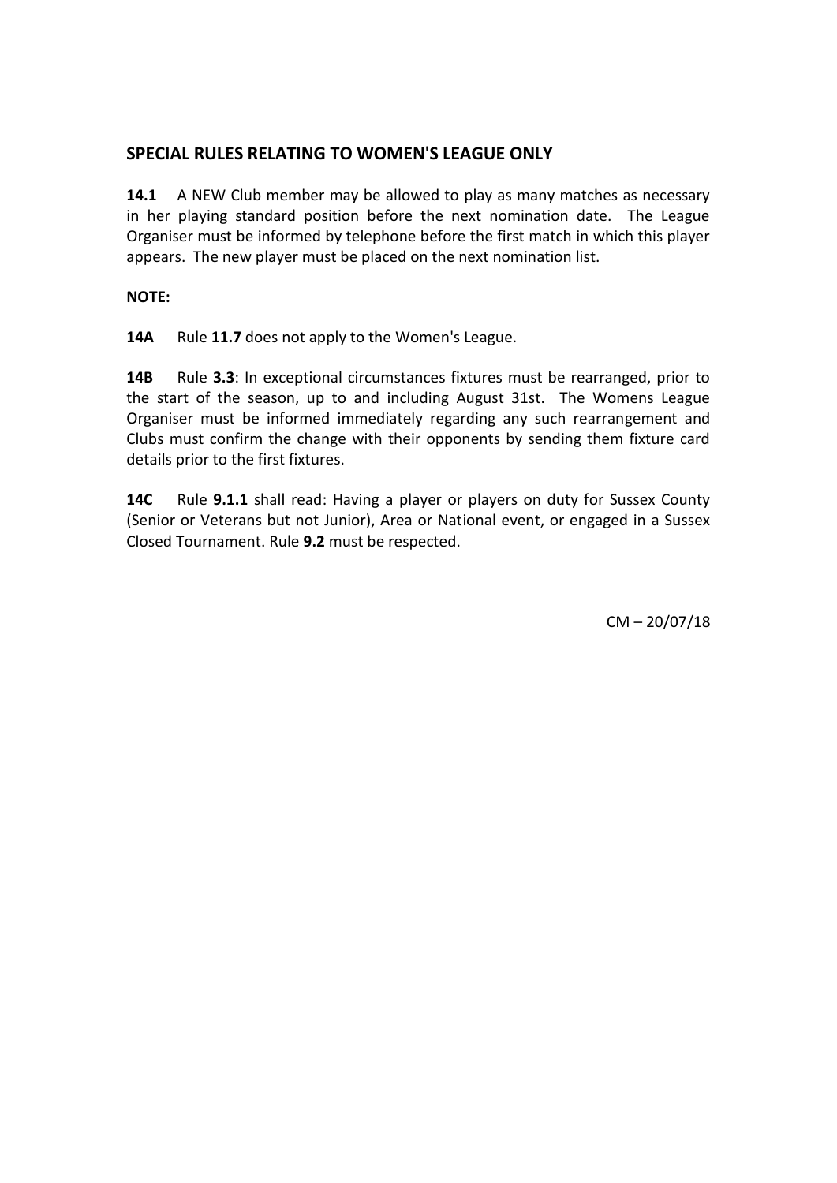## SPECIAL RULES RELATING TO WOMEN'S LEAGUE ONLY

**14.1** A NEW Club member may be allowed to play as many matches as necessary in her playing standard position before the next nomination date. The League Organiser must be informed by telephone before the first match in which this player appears. The new player must be placed on the next nomination list.

**NOTE:**

**14A** Rule **11.7** does not apply to the Women's League.

**14B** Rule **3.3**: In exceptional circumstances fixtures must be rearranged, prior to the start of the season, up to and including August 31st. The Womens League Organiser must be informed immediately regarding any such rearrangement and Clubs must confirm the change with their opponents by sending them fixture card details prior to the first fixtures.

**14C** Rule **9.1.1** shall read: Having a player or players on duty for Sussex County (Senior or Veterans but not Junior), Area or National event, or engaged in a Sussex Closed Tournament. Rule **9.2** must be respected.

CM – 20/07/18